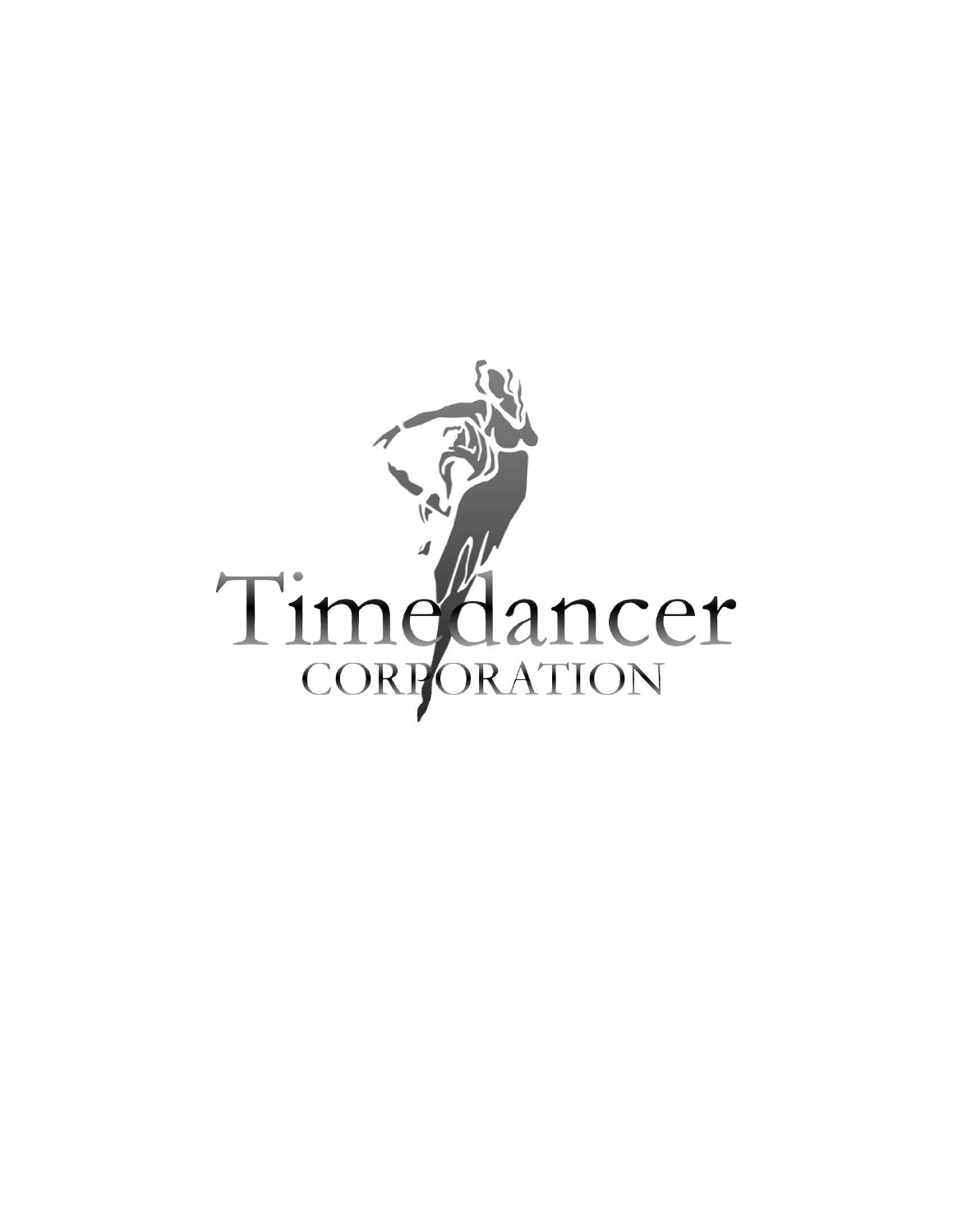Timedancer

CORPORATION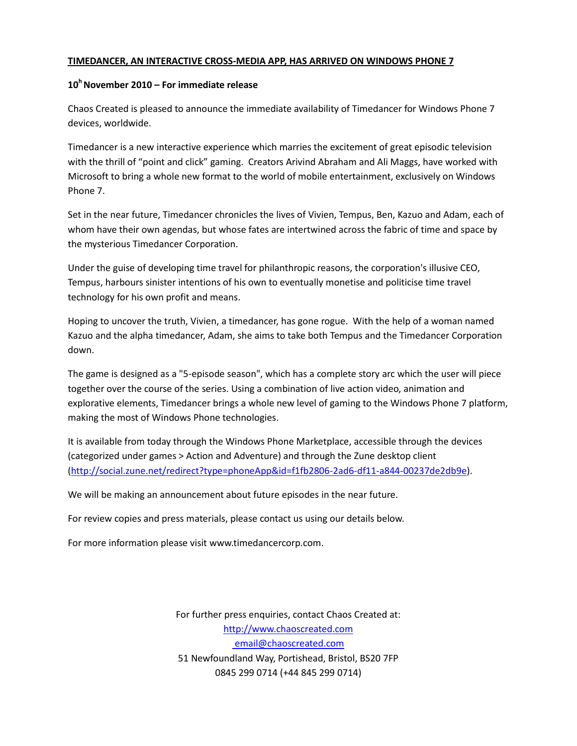**<u>TIMEDANCER, AN INTERACTIVE CROSS-MEDIA APP, HAS ARRIVED ON WINDOWS PHONE 7</u>**

**10[h] November 2010 – For immediate release**

Chaos Created is pleased to announce the immediate availability of Timedancer for Windows Phone 7 devices, worldwide.

Timedancer is a new interactive experience which marries the excitement of great episodic television with the thrill of "point and click" gaming. Creators Arivind Abraham and Ali Maggs, have worked with Microsoft to bring a whole new format to the world of mobile entertainment, exclusively on Windows Phone 7.

Set in the near future, Timedancer chronicles the lives of Vivien, Tempus, Ben, Kazuo and Adam, each of whom have their own agendas, but whose fates are intertwined across the fabric of time and space by the mysterious Timedancer Corporation.

Under the guise of developing time travel for philanthropic reasons, the corporation's illusive CEO, Tempus, harbours sinister intentions of his own to eventually monetise and politicise time travel technology for his own profit and means.

Hoping to uncover the truth, Vivien, a timedancer, has gone rogue. With the help of a woman named Kazuo and the alpha timedancer, Adam, she aims to take both Tempus and the Timedancer Corporation down.

The game is designed as a "5-episode season", which has a complete story arc which the user will piece together over the course of the series. Using a combination of live action video, animation and explorative elements, Timedancer brings a whole new level of gaming to the Windows Phone 7 platform, making the most of Windows Phone technologies.

It is available from today through the Windows Phone Marketplace, accessible through the devices (categorized under games > Action and Adventure) and through the Zune desktop client (http://social.zune.net/redirect?type=phoneApp&id=f1fb2806-2ad6-df11-a844-00237de2db9e).

We will be making an announcement about future episodes in the near future.

For review copies and press materials, please contact us using our details below.

For more information please visit www.timedancercorp.com.

For further press enquiries, contact Chaos Created at:
http://www.chaoscreated.com
email@chaoscreated.com
51 Newfoundland Way, Portishead, Bristol, BS20 7FP
0845 299 0714 (+44 845 299 0714)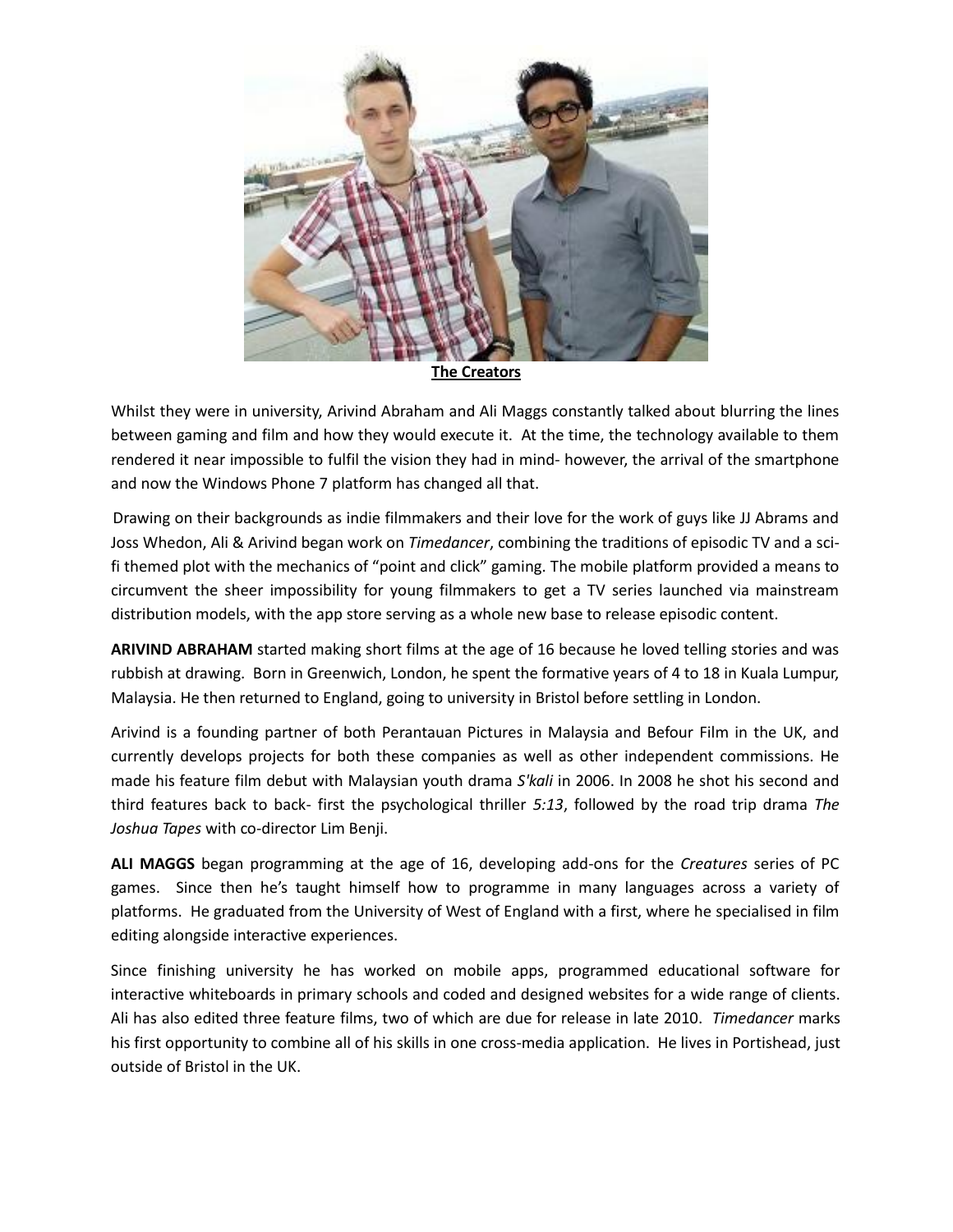**The Creators**

Whilst they were in university, Arivind Abraham and Ali Maggs constantly talked about blurring the lines between gaming and film and how they would execute it. At the time, the technology available to them rendered it near impossible to fulfil the vision they had in mind- however, the arrival of the smartphone and now the Windows Phone 7 platform has changed all that.

Drawing on their backgrounds as indie filmmakers and their love for the work of guys like JJ Abrams and Joss Whedon, Ali & Arivind began work on *Timedancer*, combining the traditions of episodic TV and a sci-fi themed plot with the mechanics of "point and click" gaming. The mobile platform provided a means to circumvent the sheer impossibility for young filmmakers to get a TV series launched via mainstream distribution models, with the app store serving as a whole new base to release episodic content.

**ARIVIND ABRAHAM** started making short films at the age of 16 because he loved telling stories and was rubbish at drawing. Born in Greenwich, London, he spent the formative years of 4 to 18 in Kuala Lumpur, Malaysia. He then returned to England, going to university in Bristol before settling in London.

Arivind is a founding partner of both Perantauan Pictures in Malaysia and Befour Film in the UK, and currently develops projects for both these companies as well as other independent commissions. He made his feature film debut with Malaysian youth drama *S'kali* in 2006. In 2008 he shot his second and third features back to back- first the psychological thriller *5:13*, followed by the road trip drama *The Joshua Tapes* with co-director Lim Benji.

**ALI MAGGS** began programming at the age of 16, developing add-ons for the *Creatures* series of PC games. Since then he's taught himself how to programme in many languages across a variety of platforms. He graduated from the University of West of England with a first, where he specialised in film editing alongside interactive experiences.

Since finishing university he has worked on mobile apps, programmed educational software for interactive whiteboards in primary schools and coded and designed websites for a wide range of clients. Ali has also edited three feature films, two of which are due for release in late 2010. *Timedancer* marks his first opportunity to combine all of his skills in one cross-media application. He lives in Portishead, just outside of Bristol in the UK.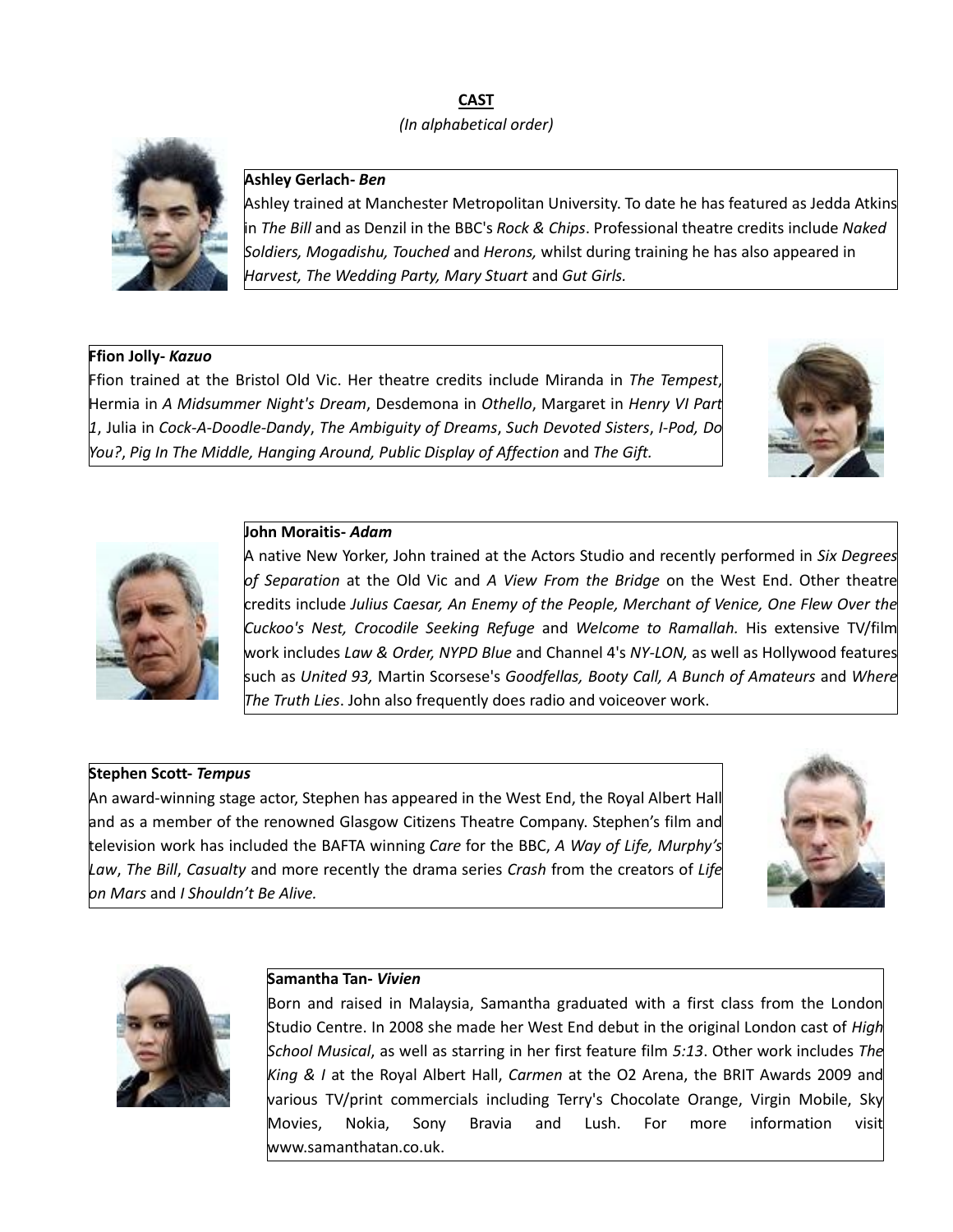**CAST**

*(In alphabetical order)*

**Ashley Gerlach- *Ben***

Ashley trained at Manchester Metropolitan University. To date he has featured as Jedda Atkins in *The Bill* and as Denzil in the BBC's *Rock & Chips*. Professional theatre credits include *Naked Soldiers, Mogadishu, Touched* and *Herons,* whilst during training he has also appeared in *Harvest, The Wedding Party, Mary Stuart* and *Gut Girls.*

**Ffion Jolly- *Kazuo***

Ffion trained at the Bristol Old Vic. Her theatre credits include Miranda in *The Tempest*, Hermia in *A Midsummer Night's Dream*, Desdemona in *Othello*, Margaret in *Henry VI Part 1*, Julia in *Cock-A-Doodle-Dandy*, *The Ambiguity of Dreams*, *Such Devoted Sisters*, *I-Pod, Do You?*, *Pig In The Middle, Hanging Around, Public Display of Affection* and *The Gift.*

**John Moraitis- *Adam***

A native New Yorker, John trained at the Actors Studio and recently performed in *Six Degrees of Separation* at the Old Vic and *A View From the Bridge* on the West End. Other theatre credits include *Julius Caesar, An Enemy of the People, Merchant of Venice, One Flew Over the Cuckoo's Nest, Crocodile Seeking Refuge* and *Welcome to Ramallah.* His extensive TV/film work includes *Law & Order, NYPD Blue* and Channel 4's *NY-LON,* as well as Hollywood features such as *United 93,* Martin Scorsese's *Goodfellas, Booty Call, A Bunch of Amateurs* and *Where The Truth Lies*. John also frequently does radio and voiceover work.

**Stephen Scott- *Tempus***

An award-winning stage actor, Stephen has appeared in the West End, the Royal Albert Hall and as a member of the renowned Glasgow Citizens Theatre Company. Stephen's film and television work has included the BAFTA winning *Care* for the BBC, *A Way of Life, Murphy's Law*, *The Bill*, *Casualty* and more recently the drama series *Crash* from the creators of *Life on Mars* and *I Shouldn't Be Alive.*

**Samantha Tan- *Vivien***

Born and raised in Malaysia, Samantha graduated with a first class from the London Studio Centre. In 2008 she made her West End debut in the original London cast of *High School Musical*, as well as starring in her first feature film *5:13*. Other work includes *The King & I* at the Royal Albert Hall, *Carmen* at the O2 Arena, the BRIT Awards 2009 and various TV/print commercials including Terry's Chocolate Orange, Virgin Mobile, Sky Movies, Nokia, Sony Bravia and Lush. For more information visit www.samanthatan.co.uk.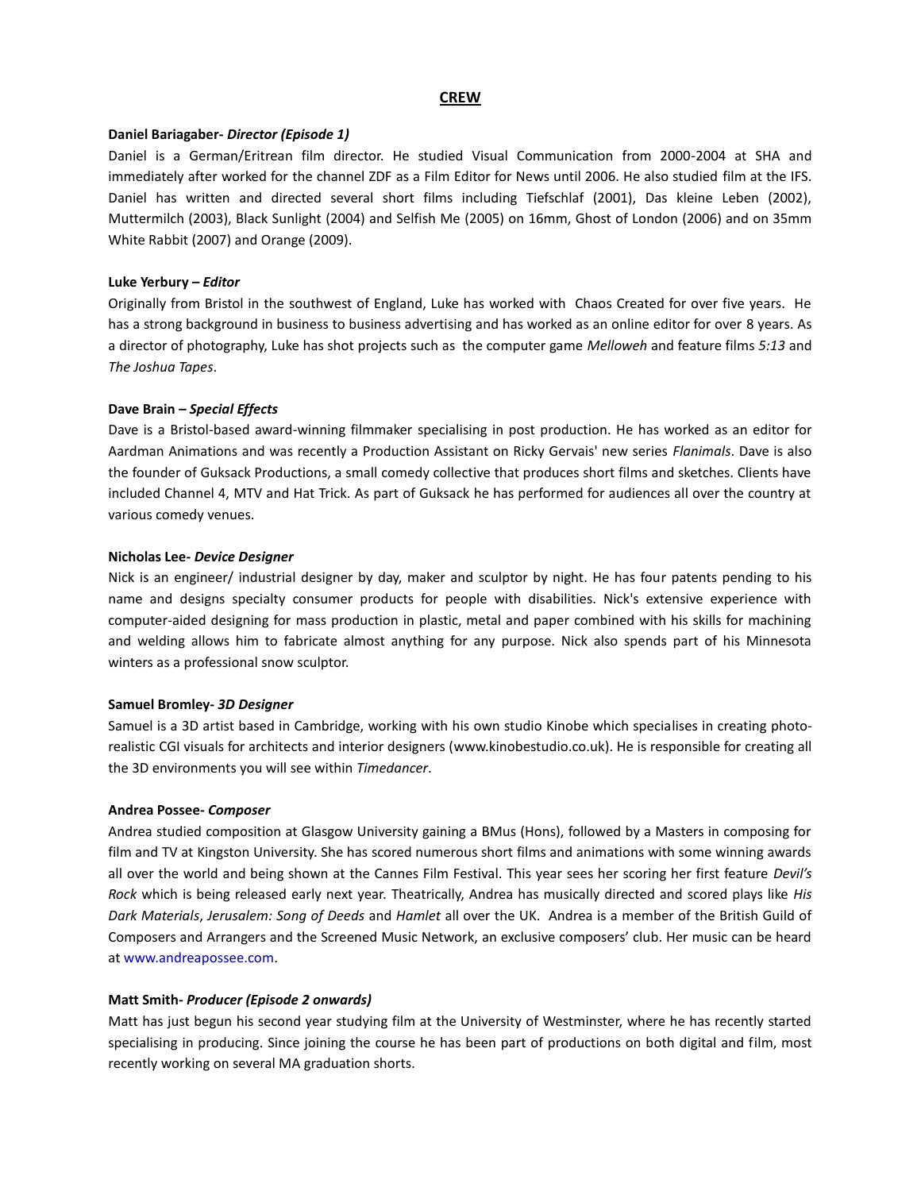## CREW

**Daniel Bariagaber-** ***Director (Episode 1)***

Daniel is a German/Eritrean film director. He studied Visual Communication from 2000-2004 at SHA and immediately after worked for the channel ZDF as a Film Editor for News until 2006. He also studied film at the IFS. Daniel has written and directed several short films including Tiefschlaf (2001), Das kleine Leben (2002), Muttermilch (2003), Black Sunlight (2004) and Selfish Me (2005) on 16mm, Ghost of London (2006) and on 35mm White Rabbit (2007) and Orange (2009).

**Luke Yerbury –** ***Editor***

Originally from Bristol in the southwest of England, Luke has worked with Chaos Created for over five years. He has a strong background in business to business advertising and has worked as an online editor for over 8 years. As a director of photography, Luke has shot projects such as the computer game *Melloweh* and feature films *5:13* and *The Joshua Tapes*.

**Dave Brain –** ***Special Effects***

Dave is a Bristol-based award-winning filmmaker specialising in post production. He has worked as an editor for Aardman Animations and was recently a Production Assistant on Ricky Gervais' new series *Flanimals*. Dave is also the founder of Guksack Productions, a small comedy collective that produces short films and sketches. Clients have included Channel 4, MTV and Hat Trick. As part of Guksack he has performed for audiences all over the country at various comedy venues.

**Nicholas Lee-** ***Device Designer***

Nick is an engineer/ industrial designer by day, maker and sculptor by night. He has four patents pending to his name and designs specialty consumer products for people with disabilities. Nick's extensive experience with computer-aided designing for mass production in plastic, metal and paper combined with his skills for machining and welding allows him to fabricate almost anything for any purpose. Nick also spends part of his Minnesota winters as a professional snow sculptor.

**Samuel Bromley-** ***3D Designer***

Samuel is a 3D artist based in Cambridge, working with his own studio Kinobe which specialises in creating photo-realistic CGI visuals for architects and interior designers (www.kinobestudio.co.uk). He is responsible for creating all the 3D environments you will see within *Timedancer*.

**Andrea Possee-** ***Composer***

Andrea studied composition at Glasgow University gaining a BMus (Hons), followed by a Masters in composing for film and TV at Kingston University. She has scored numerous short films and animations with some winning awards all over the world and being shown at the Cannes Film Festival. This year sees her scoring her first feature *Devil's Rock* which is being released early next year. Theatrically, Andrea has musically directed and scored plays like *His Dark Materials*, *Jerusalem: Song of Deeds* and *Hamlet* all over the UK. Andrea is a member of the British Guild of Composers and Arrangers and the Screened Music Network, an exclusive composers' club. Her music can be heard at www.andreapossee.com.

**Matt Smith-** ***Producer (Episode 2 onwards)***

Matt has just begun his second year studying film at the University of Westminster, where he has recently started specialising in producing. Since joining the course he has been part of productions on both digital and film, most recently working on several MA graduation shorts.